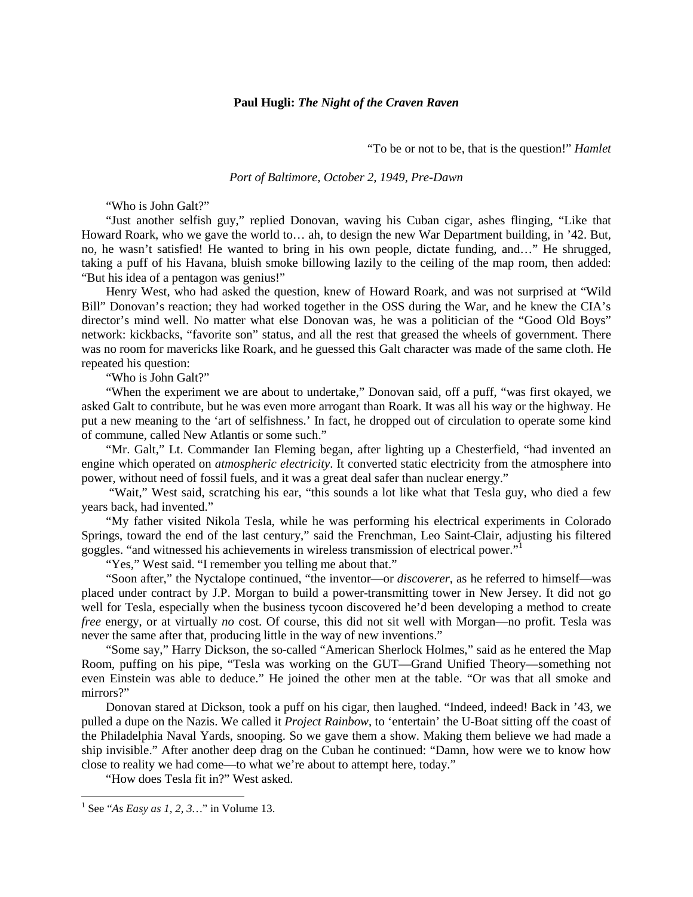**Paul Hugli: *The Night of the Craven Raven***

"To be or not to be, that is the question!" *Hamlet*

*Port of Baltimore, October 2, 1949, Pre-Dawn*

"Who is John Galt?"

"Just another selfish guy," replied Donovan, waving his Cuban cigar, ashes flinging, "Like that Howard Roark, who we gave the world to… ah, to design the new War Department building, in '42. But, no, he wasn't satisfied! He wanted to bring in his own people, dictate funding, and…" He shrugged, taking a puff of his Havana, bluish smoke billowing lazily to the ceiling of the map room, then added: "But his idea of a pentagon was genius!"

Henry West, who had asked the question, knew of Howard Roark, and was not surprised at "Wild Bill" Donovan's reaction; they had worked together in the OSS during the War, and he knew the CIA's director's mind well. No matter what else Donovan was, he was a politician of the "Good Old Boys" network: kickbacks, "favorite son" status, and all the rest that greased the wheels of government. There was no room for mavericks like Roark, and he guessed this Galt character was made of the same cloth. He repeated his question:

"Who is John Galt?"

"When the experiment we are about to undertake," Donovan said, off a puff, "was first okayed, we asked Galt to contribute, but he was even more arrogant than Roark. It was all his way or the highway. He put a new meaning to the 'art of selfishness.' In fact, he dropped out of circulation to operate some kind of commune, called New Atlantis or some such."

"Mr. Galt," Lt. Commander Ian Fleming began, after lighting up a Chesterfield, "had invented an engine which operated on *atmospheric electricity*. It converted static electricity from the atmosphere into power, without need of fossil fuels, and it was a great deal safer than nuclear energy."

"Wait," West said, scratching his ear, "this sounds a lot like what that Tesla guy, who died a few years back, had invented."

"My father visited Nikola Tesla, while he was performing his electrical experiments in Colorado Springs, toward the end of the last century," said the Frenchman, Leo Saint-Clair, adjusting his filtered goggles. "and witnessed his achievements in wireless transmission of electrical power."[1]

"Yes," West said. "I remember you telling me about that."

"Soon after," the Nyctalope continued, "the inventor—or *discoverer*, as he referred to himself—was placed under contract by J.P. Morgan to build a power-transmitting tower in New Jersey. It did not go well for Tesla, especially when the business tycoon discovered he'd been developing a method to create *free* energy, or at virtually *no* cost. Of course, this did not sit well with Morgan—no profit. Tesla was never the same after that, producing little in the way of new inventions."

"Some say," Harry Dickson, the so-called "American Sherlock Holmes," said as he entered the Map Room, puffing on his pipe, "Tesla was working on the GUT—Grand Unified Theory—something not even Einstein was able to deduce." He joined the other men at the table. "Or was that all smoke and mirrors?"

Donovan stared at Dickson, took a puff on his cigar, then laughed. "Indeed, indeed! Back in '43, we pulled a dupe on the Nazis. We called it *Project Rainbow*, to 'entertain' the U-Boat sitting off the coast of the Philadelphia Naval Yards, snooping. So we gave them a show. Making them believe we had made a ship invisible." After another deep drag on the Cuban he continued: "Damn, how were we to know how close to reality we had come—to what we're about to attempt here, today."

"How does Tesla fit in?" West asked.

---

[1] See "*As Easy as 1, 2, 3…*" in Volume 13.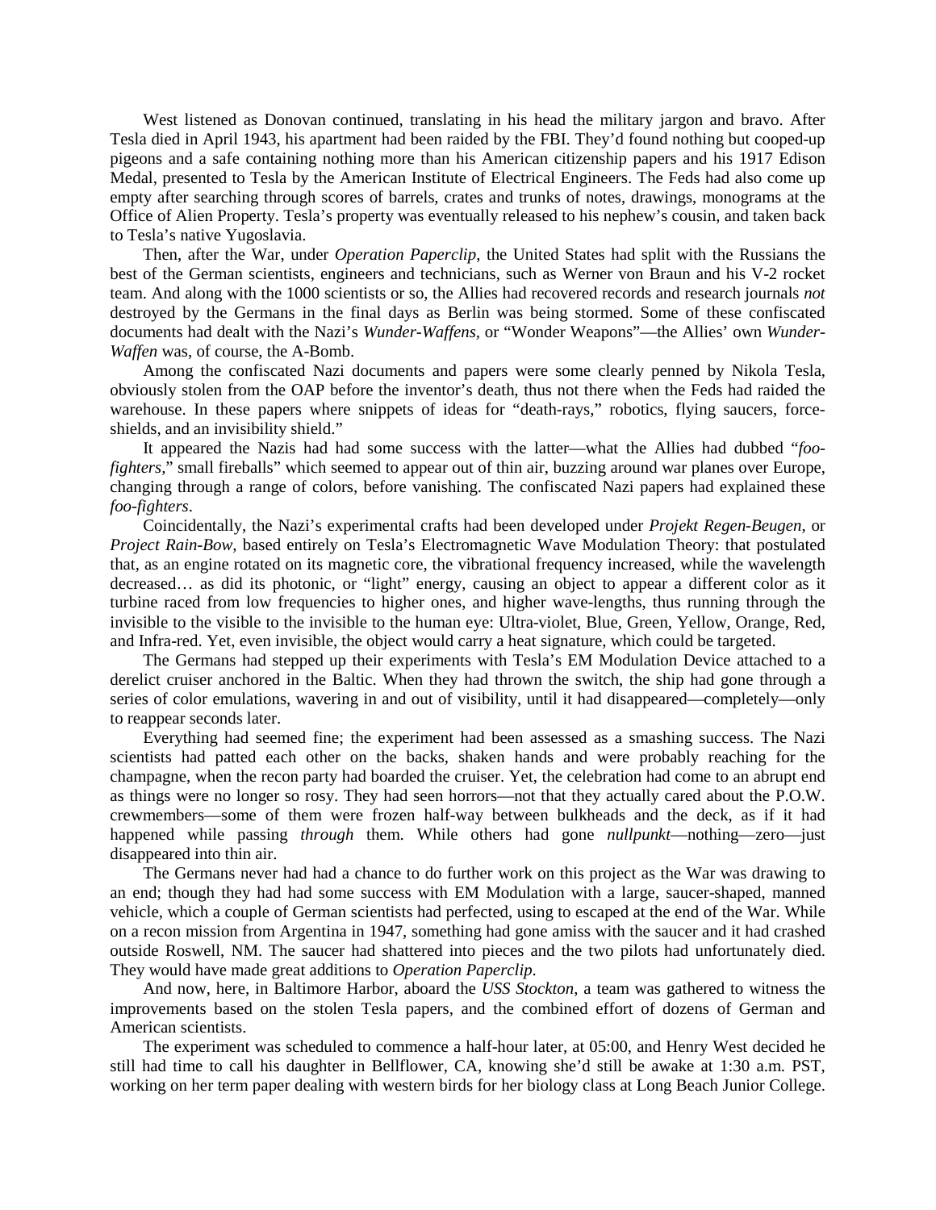West listened as Donovan continued, translating in his head the military jargon and bravo. After Tesla died in April 1943, his apartment had been raided by the FBI. They'd found nothing but cooped-up pigeons and a safe containing nothing more than his American citizenship papers and his 1917 Edison Medal, presented to Tesla by the American Institute of Electrical Engineers. The Feds had also come up empty after searching through scores of barrels, crates and trunks of notes, drawings, monograms at the Office of Alien Property. Tesla's property was eventually released to his nephew's cousin, and taken back to Tesla's native Yugoslavia.

Then, after the War, under *Operation Paperclip*, the United States had split with the Russians the best of the German scientists, engineers and technicians, such as Werner von Braun and his V-2 rocket team. And along with the 1000 scientists or so, the Allies had recovered records and research journals *not* destroyed by the Germans in the final days as Berlin was being stormed. Some of these confiscated documents had dealt with the Nazi's *Wunder-Waffens*, or "Wonder Weapons"—the Allies' own *Wunder-Waffen* was, of course, the A-Bomb.

Among the confiscated Nazi documents and papers were some clearly penned by Nikola Tesla, obviously stolen from the OAP before the inventor's death, thus not there when the Feds had raided the warehouse. In these papers where snippets of ideas for "death-rays," robotics, flying saucers, force-shields, and an invisibility shield."

It appeared the Nazis had had some success with the latter—what the Allies had dubbed "*foo-fighters*," small fireballs" which seemed to appear out of thin air, buzzing around war planes over Europe, changing through a range of colors, before vanishing. The confiscated Nazi papers had explained these *foo-fighters*.

Coincidentally, the Nazi's experimental crafts had been developed under *Projekt Regen-Beugen*, or *Project Rain-Bow*, based entirely on Tesla's Electromagnetic Wave Modulation Theory: that postulated that, as an engine rotated on its magnetic core, the vibrational frequency increased, while the wavelength decreased… as did its photonic, or "light" energy, causing an object to appear a different color as it turbine raced from low frequencies to higher ones, and higher wave-lengths, thus running through the invisible to the visible to the invisible to the human eye: Ultra-violet, Blue, Green, Yellow, Orange, Red, and Infra-red. Yet, even invisible, the object would carry a heat signature, which could be targeted.

The Germans had stepped up their experiments with Tesla's EM Modulation Device attached to a derelict cruiser anchored in the Baltic. When they had thrown the switch, the ship had gone through a series of color emulations, wavering in and out of visibility, until it had disappeared—completely—only to reappear seconds later.

Everything had seemed fine; the experiment had been assessed as a smashing success. The Nazi scientists had patted each other on the backs, shaken hands and were probably reaching for the champagne, when the recon party had boarded the cruiser. Yet, the celebration had come to an abrupt end as things were no longer so rosy. They had seen horrors—not that they actually cared about the P.O.W. crewmembers—some of them were frozen half-way between bulkheads and the deck, as if it had happened while passing *through* them. While others had gone *nullpunkt*—nothing—zero—just disappeared into thin air.

The Germans never had had a chance to do further work on this project as the War was drawing to an end; though they had had some success with EM Modulation with a large, saucer-shaped, manned vehicle, which a couple of German scientists had perfected, using to escaped at the end of the War. While on a recon mission from Argentina in 1947, something had gone amiss with the saucer and it had crashed outside Roswell, NM. The saucer had shattered into pieces and the two pilots had unfortunately died. They would have made great additions to *Operation Paperclip*.

And now, here, in Baltimore Harbor, aboard the *USS Stockton*, a team was gathered to witness the improvements based on the stolen Tesla papers, and the combined effort of dozens of German and American scientists.

The experiment was scheduled to commence a half-hour later, at 05:00, and Henry West decided he still had time to call his daughter in Bellflower, CA, knowing she'd still be awake at 1:30 a.m. PST, working on her term paper dealing with western birds for her biology class at Long Beach Junior College.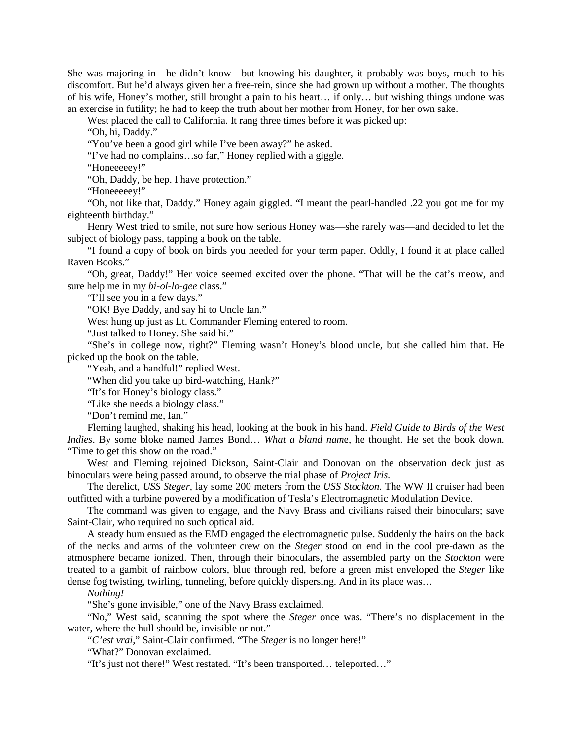She was majoring in—he didn't know—but knowing his daughter, it probably was boys, much to his discomfort. But he'd always given her a free-rein, since she had grown up without a mother. The thoughts of his wife, Honey's mother, still brought a pain to his heart… if only… but wishing things undone was an exercise in futility; he had to keep the truth about her mother from Honey, for her own sake.

West placed the call to California. It rang three times before it was picked up:

"Oh, hi, Daddy."

"You've been a good girl while I've been away?" he asked.

"I've had no complains…so far," Honey replied with a giggle.

"Honeeeeey!"

"Oh, Daddy, be hep. I have protection."

"Honeeeeey!"

"Oh, not like that, Daddy." Honey again giggled. "I meant the pearl-handled .22 you got me for my eighteenth birthday."

Henry West tried to smile, not sure how serious Honey was—she rarely was—and decided to let the subject of biology pass, tapping a book on the table.

"I found a copy of book on birds you needed for your term paper. Oddly, I found it at place called Raven Books."

"Oh, great, Daddy!" Her voice seemed excited over the phone. "That will be the cat's meow, and sure help me in my *bi-ol-lo-gee* class."

"I'll see you in a few days."

"OK! Bye Daddy, and say hi to Uncle Ian."

West hung up just as Lt. Commander Fleming entered to room.

"Just talked to Honey. She said hi."

"She's in college now, right?" Fleming wasn't Honey's blood uncle, but she called him that. He picked up the book on the table.

"Yeah, and a handful!" replied West.

"When did you take up bird-watching, Hank?"

"It's for Honey's biology class."

"Like she needs a biology class."

"Don't remind me, Ian."

Fleming laughed, shaking his head, looking at the book in his hand. *Field Guide to Birds of the West Indies*. By some bloke named James Bond… *What a bland nam*e, he thought. He set the book down. "Time to get this show on the road."

West and Fleming rejoined Dickson, Saint-Clair and Donovan on the observation deck just as binoculars were being passed around, to observe the trial phase of *Project Iris.*

The derelict, *USS Steger*, lay some 200 meters from the *USS Stockton.* The WW II cruiser had been outfitted with a turbine powered by a modification of Tesla's Electromagnetic Modulation Device.

The command was given to engage, and the Navy Brass and civilians raised their binoculars; save Saint-Clair, who required no such optical aid.

A steady hum ensued as the EMD engaged the electromagnetic pulse. Suddenly the hairs on the back of the necks and arms of the volunteer crew on the *Steger* stood on end in the cool pre-dawn as the atmosphere became ionized. Then, through their binoculars, the assembled party on the *Stockton* were treated to a gambit of rainbow colors, blue through red, before a green mist enveloped the *Steger* like dense fog twisting, twirling, tunneling, before quickly dispersing. And in its place was…

*Nothing!*

"She's gone invisible," one of the Navy Brass exclaimed.

"No," West said, scanning the spot where the *Steger* once was. "There's no displacement in the water, where the hull should be, invisible or not."

"*C'est vrai*," Saint-Clair confirmed. "The *Steger* is no longer here!"

"What?" Donovan exclaimed.

"It's just not there!" West restated. "It's been transported… teleported…"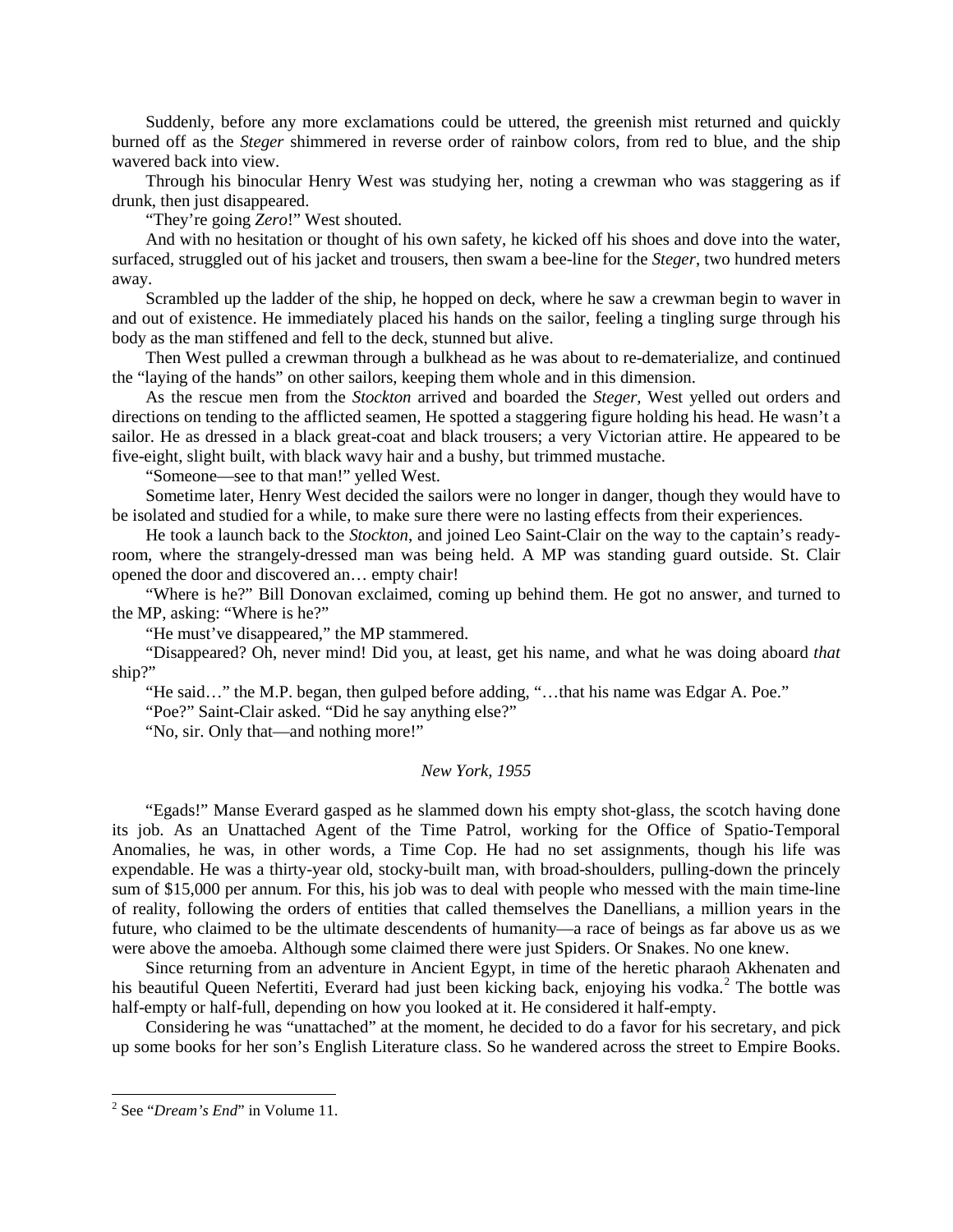Suddenly, before any more exclamations could be uttered, the greenish mist returned and quickly burned off as the *Steger* shimmered in reverse order of rainbow colors, from red to blue, and the ship wavered back into view.

Through his binocular Henry West was studying her, noting a crewman who was staggering as if drunk, then just disappeared.

"They're going *Zero*!" West shouted.

And with no hesitation or thought of his own safety, he kicked off his shoes and dove into the water, surfaced, struggled out of his jacket and trousers, then swam a bee-line for the *Steger*, two hundred meters away.

Scrambled up the ladder of the ship, he hopped on deck, where he saw a crewman begin to waver in and out of existence. He immediately placed his hands on the sailor, feeling a tingling surge through his body as the man stiffened and fell to the deck, stunned but alive.

Then West pulled a crewman through a bulkhead as he was about to re-dematerialize, and continued the "laying of the hands" on other sailors, keeping them whole and in this dimension.

As the rescue men from the *Stockton* arrived and boarded the *Steger*, West yelled out orders and directions on tending to the afflicted seamen, He spotted a staggering figure holding his head. He wasn't a sailor. He as dressed in a black great-coat and black trousers; a very Victorian attire. He appeared to be five-eight, slight built, with black wavy hair and a bushy, but trimmed mustache.

"Someone—see to that man!" yelled West.

Sometime later, Henry West decided the sailors were no longer in danger, though they would have to be isolated and studied for a while, to make sure there were no lasting effects from their experiences.

He took a launch back to the *Stockton*, and joined Leo Saint-Clair on the way to the captain's ready-room, where the strangely-dressed man was being held. A MP was standing guard outside. St. Clair opened the door and discovered an… empty chair!

"Where is he?" Bill Donovan exclaimed, coming up behind them. He got no answer, and turned to the MP, asking: "Where is he?"

"He must've disappeared," the MP stammered.

"Disappeared? Oh, never mind! Did you, at least, get his name, and what he was doing aboard *that* ship?"

"He said…" the M.P. began, then gulped before adding, "…that his name was Edgar A. Poe."

"Poe?" Saint-Clair asked. "Did he say anything else?"

"No, sir. Only that—and nothing more!"

*New York, 1955*

"Egads!" Manse Everard gasped as he slammed down his empty shot-glass, the scotch having done its job. As an Unattached Agent of the Time Patrol, working for the Office of Spatio-Temporal Anomalies, he was, in other words, a Time Cop. He had no set assignments, though his life was expendable. He was a thirty-year old, stocky-built man, with broad-shoulders, pulling-down the princely sum of $15,000 per annum. For this, his job was to deal with people who messed with the main time-line of reality, following the orders of entities that called themselves the Danellians, a million years in the future, who claimed to be the ultimate descendents of humanity—a race of beings as far above us as we were above the amoeba. Although some claimed there were just Spiders. Or Snakes. No one knew.

Since returning from an adventure in Ancient Egypt, in time of the heretic pharaoh Akhenaten and his beautiful Queen Nefertiti, Everard had just been kicking back, enjoying his vodka.[2] The bottle was half-empty or half-full, depending on how you looked at it. He considered it half-empty.

Considering he was "unattached" at the moment, he decided to do a favor for his secretary, and pick up some books for her son's English Literature class. So he wandered across the street to Empire Books.

---

[2] See "*Dream's End*" in Volume 11.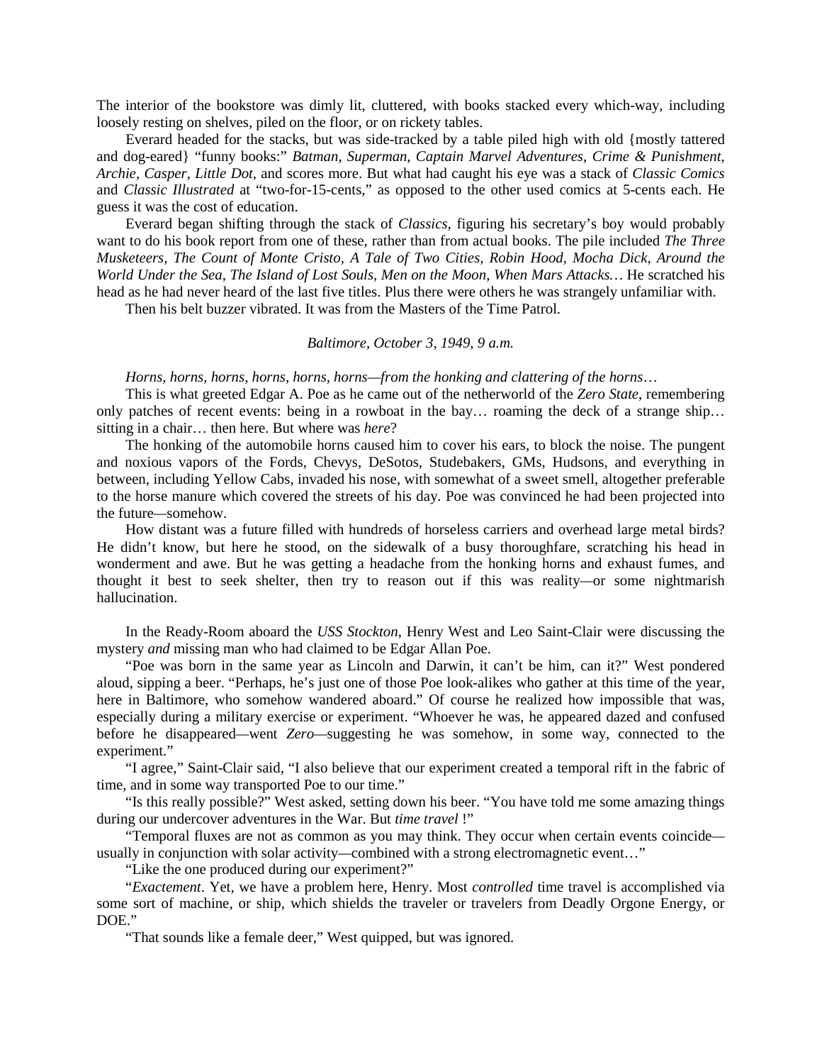The interior of the bookstore was dimly lit, cluttered, with books stacked every which-way, including loosely resting on shelves, piled on the floor, or on rickety tables.

Everard headed for the stacks, but was side-tracked by a table piled high with old {mostly tattered and dog-eared} "funny books:" *Batman*, *Superman, Captain Marvel Adventures, Crime & Punishment, Archie, Casper, Little Dot*, and scores more. But what had caught his eye was a stack of *Classic Comics* and *Classic Illustrated* at "two-for-15-cents," as opposed to the other used comics at 5-cents each. He guess it was the cost of education.

Everard began shifting through the stack of *Classics*, figuring his secretary's boy would probably want to do his book report from one of these, rather than from actual books. The pile included *The Three Musketeers, The Count of Monte Cristo, A Tale of Two Cities, Robin Hood, Mocha Dick, Around the World Under the Sea, The Island of Lost Souls, Men on the Moon, When Mars Attacks…* He scratched his head as he had never heard of the last five titles. Plus there were others he was strangely unfamiliar with.

Then his belt buzzer vibrated. It was from the Masters of the Time Patrol.

*Baltimore, October 3, 1949, 9 a.m.*

*Horns, horns, horns, horns, horns, horns—from the honking and clattering of the horns…*

This is what greeted Edgar A. Poe as he came out of the netherworld of the *Zero State*, remembering only patches of recent events: being in a rowboat in the bay… roaming the deck of a strange ship… sitting in a chair… then here. But where was *here*?

The honking of the automobile horns caused him to cover his ears, to block the noise. The pungent and noxious vapors of the Fords, Chevys, DeSotos, Studebakers, GMs, Hudsons, and everything in between, including Yellow Cabs, invaded his nose, with somewhat of a sweet smell, altogether preferable to the horse manure which covered the streets of his day. Poe was convinced he had been projected into the future—somehow.

How distant was a future filled with hundreds of horseless carriers and overhead large metal birds? He didn't know, but here he stood, on the sidewalk of a busy thoroughfare, scratching his head in wonderment and awe. But he was getting a headache from the honking horns and exhaust fumes, and thought it best to seek shelter, then try to reason out if this was reality—or some nightmarish hallucination.

In the Ready-Room aboard the *USS Stockton*, Henry West and Leo Saint-Clair were discussing the mystery *and* missing man who had claimed to be Edgar Allan Poe.

"Poe was born in the same year as Lincoln and Darwin, it can't be him, can it?" West pondered aloud, sipping a beer. "Perhaps, he's just one of those Poe look-alikes who gather at this time of the year, here in Baltimore, who somehow wandered aboard." Of course he realized how impossible that was, especially during a military exercise or experiment. "Whoever he was, he appeared dazed and confused before he disappeared—went *Zero*—suggesting he was somehow, in some way, connected to the experiment."

"I agree," Saint-Clair said, "I also believe that our experiment created a temporal rift in the fabric of time, and in some way transported Poe to our time."

"Is this really possible?" West asked, setting down his beer. "You have told me some amazing things during our undercover adventures in the War. But *time travel* !"

"Temporal fluxes are not as common as you may think. They occur when certain events coincide—usually in conjunction with solar activity—combined with a strong electromagnetic event…"

"Like the one produced during our experiment?"

"*Exactement*. Yet, we have a problem here, Henry. Most *controlled* time travel is accomplished via some sort of machine, or ship, which shields the traveler or travelers from Deadly Orgone Energy, or DOE."

"That sounds like a female deer," West quipped, but was ignored.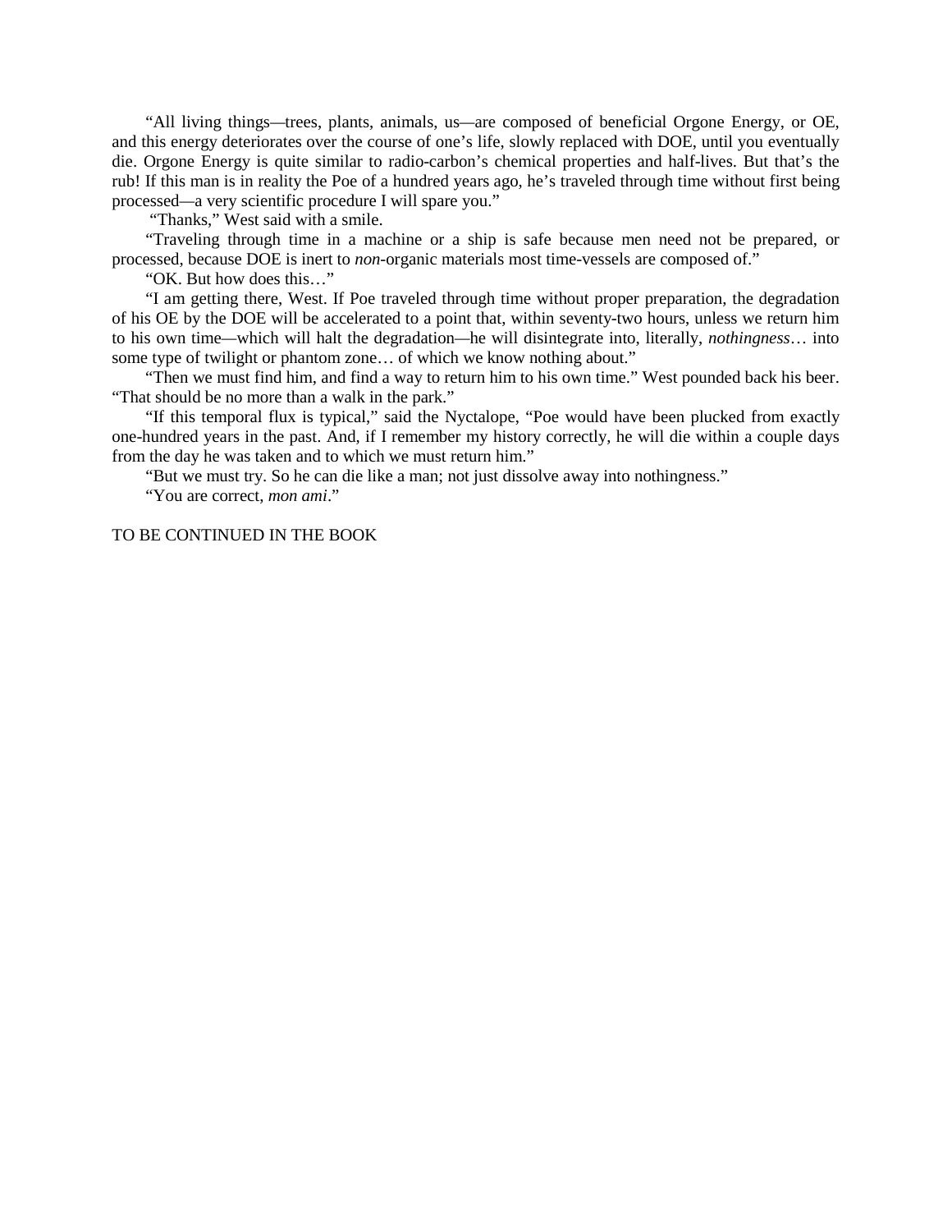"All living things—trees, plants, animals, us—are composed of beneficial Orgone Energy, or OE, and this energy deteriorates over the course of one's life, slowly replaced with DOE, until you eventually die. Orgone Energy is quite similar to radio-carbon's chemical properties and half-lives. But that's the rub! If this man is in reality the Poe of a hundred years ago, he's traveled through time without first being processed—a very scientific procedure I will spare you."

"Thanks," West said with a smile.

"Traveling through time in a machine or a ship is safe because men need not be prepared, or processed, because DOE is inert to *non*-organic materials most time-vessels are composed of."

"OK. But how does this…"

"I am getting there, West. If Poe traveled through time without proper preparation, the degradation of his OE by the DOE will be accelerated to a point that, within seventy-two hours, unless we return him to his own time—which will halt the degradation—he will disintegrate into, literally, *nothingness*… into some type of twilight or phantom zone… of which we know nothing about."

"Then we must find him, and find a way to return him to his own time." West pounded back his beer. "That should be no more than a walk in the park."

"If this temporal flux is typical," said the Nyctalope, "Poe would have been plucked from exactly one-hundred years in the past. And, if I remember my history correctly, he will die within a couple days from the day he was taken and to which we must return him."

"But we must try. So he can die like a man; not just dissolve away into nothingness."

"You are correct, *mon ami*."

TO BE CONTINUED IN THE BOOK